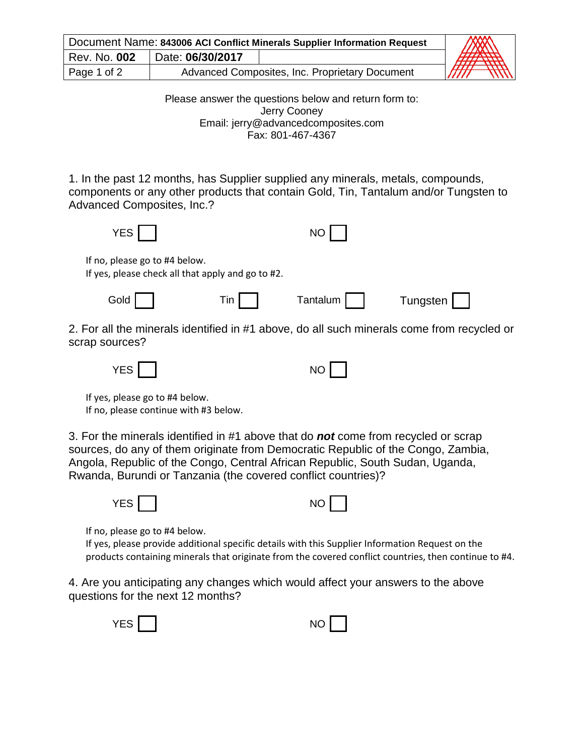| Document Name: **843006 ACI Conflict Minerals Supplier Information Request** | | |
|---|---|---|
| Rev. No. **002** | Date: **06/30/2017** | |
| | Advanced Composites, Inc. Proprietary Document | |

Please answer the questions below and return form to:
Jerry Cooney
Email: jerry@advancedcomposites.com
Fax: 801-467-4367

1. In the past 12 months, has Supplier supplied any minerals, metals, compounds, components or any other products that contain Gold, Tin, Tantalum and/or Tungsten to Advanced Composites, Inc.?

YES ☐ NO ☐

If no, please go to #4 below.
If yes, please check all that apply and go to #2.

Gold ☐ Tin ☐ Tantalum ☐ Tungsten ☐

2. For all the minerals identified in #1 above, do all such minerals come from recycled or scrap sources?

YES ☐ NO ☐

If yes, please go to #4 below.
If no, please continue with #3 below.

3. For the minerals identified in #1 above that do ***not*** come from recycled or scrap sources, do any of them originate from Democratic Republic of the Congo, Zambia, Angola, Republic of the Congo, Central African Republic, South Sudan, Uganda, Rwanda, Burundi or Tanzania (the covered conflict countries)?

YES ☐ NO ☐

If no, please go to #4 below.
If yes, please provide additional specific details with this Supplier Information Request on the products containing minerals that originate from the covered conflict countries, then continue to #4.

4. Are you anticipating any changes which would affect your answers to the above questions for the next 12 months?

YES ☐ NO ☐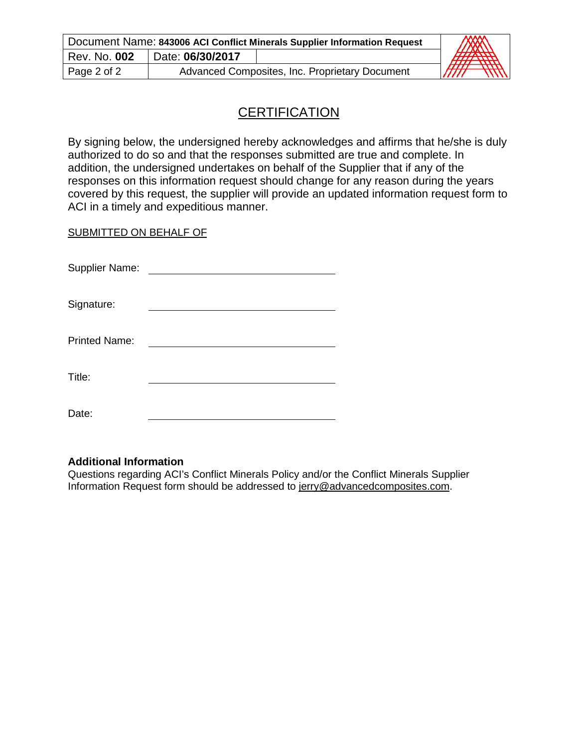# CERTIFICATION

By signing below, the undersigned hereby acknowledges and affirms that he/she is duly authorized to do so and that the responses submitted are true and complete. In addition, the undersigned undertakes on behalf of the Supplier that if any of the responses on this information request should change for any reason during the years covered by this request, the supplier will provide an updated information request form to ACI in a timely and expeditious manner.

SUBMITTED ON BEHALF OF

Supplier Name: ______________________________

Signature: ______________________________

Printed Name: ______________________________

Title: ______________________________

Date: ______________________________

**Additional Information**
Questions regarding ACI's Conflict Minerals Policy and/or the Conflict Minerals Supplier Information Request form should be addressed to jerry@advancedcomposites.com.